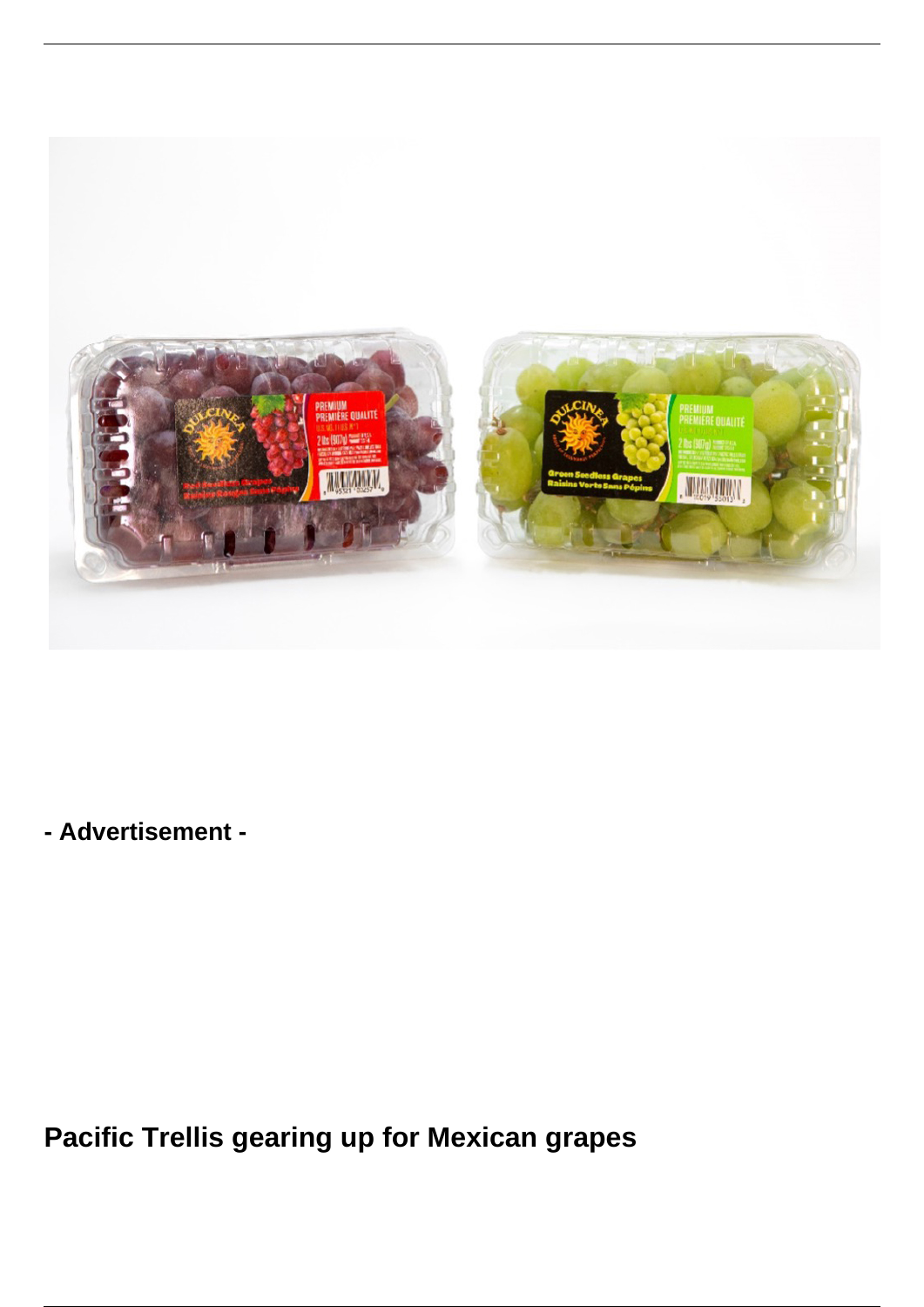- Advertisement -

## Pacific Trellis gearing up for Mexican grapes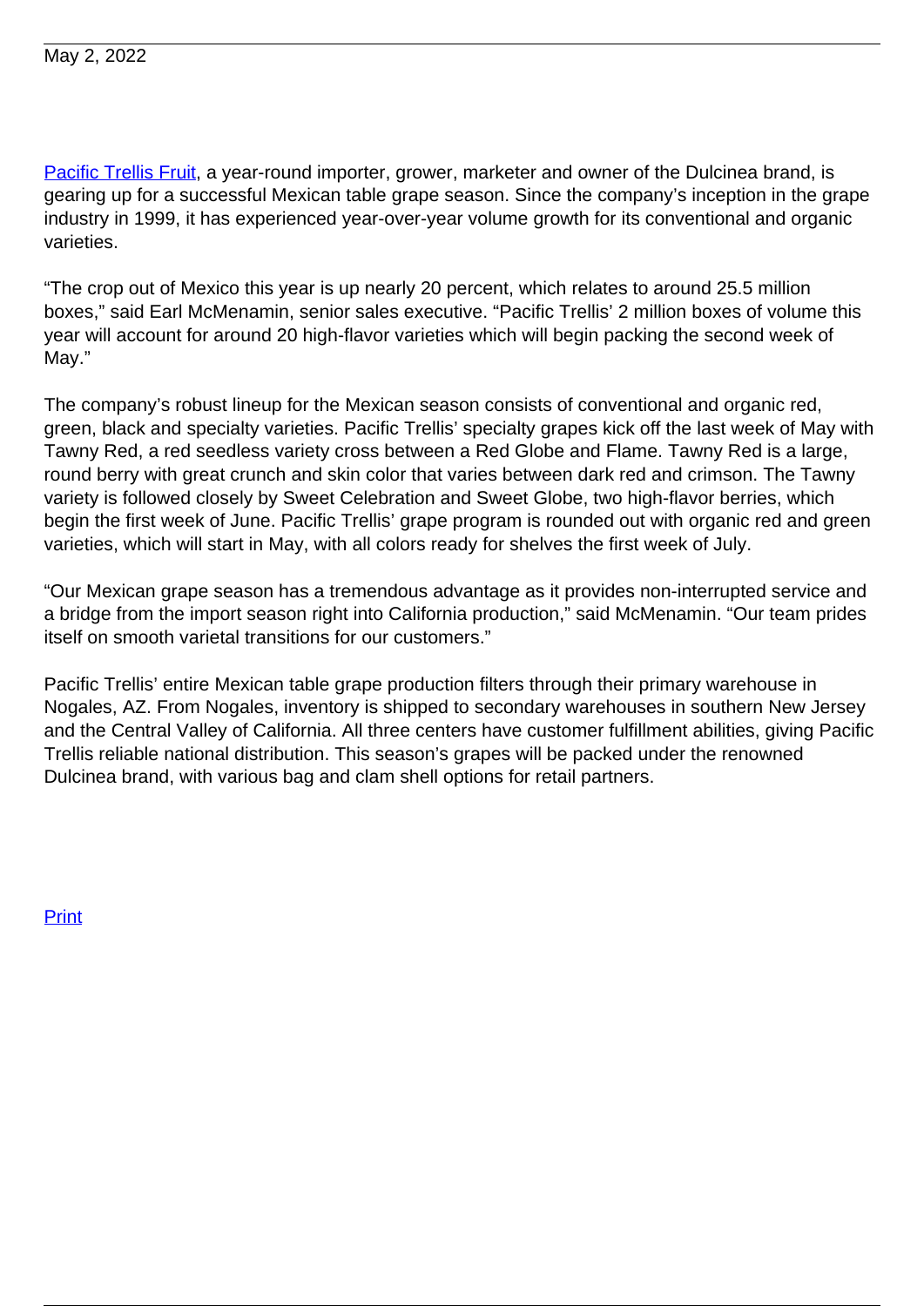May 2, 2022

Pacific Trellis Fruit, a year-round importer, grower, marketer and owner of the Dulcinea brand, is gearing up for a successful Mexican table grape season. Since the company's inception in the grape industry in 1999, it has experienced year-over-year volume growth for its conventional and organic varieties.

"The crop out of Mexico this year is up nearly 20 percent, which relates to around 25.5 million boxes," said Earl McMenamin, senior sales executive. "Pacific Trellis' 2 million boxes of volume this year will account for around 20 high-flavor varieties which will begin packing the second week of May."

The company's robust lineup for the Mexican season consists of conventional and organic red, green, black and specialty varieties. Pacific Trellis' specialty grapes kick off the last week of May with Tawny Red, a red seedless variety cross between a Red Globe and Flame. Tawny Red is a large, round berry with great crunch and skin color that varies between dark red and crimson. The Tawny variety is followed closely by Sweet Celebration and Sweet Globe, two high-flavor berries, which begin the first week of June. Pacific Trellis' grape program is rounded out with organic red and green varieties, which will start in May, with all colors ready for shelves the first week of July.

"Our Mexican grape season has a tremendous advantage as it provides non-interrupted service and a bridge from the import season right into California production," said McMenamin. "Our team prides itself on smooth varietal transitions for our customers."

Pacific Trellis' entire Mexican table grape production filters through their primary warehouse in Nogales, AZ. From Nogales, inventory is shipped to secondary warehouses in southern New Jersey and the Central Valley of California. All three centers have customer fulfillment abilities, giving Pacific Trellis reliable national distribution. This season's grapes will be packed under the renowned Dulcinea brand, with various bag and clam shell options for retail partners.

Print